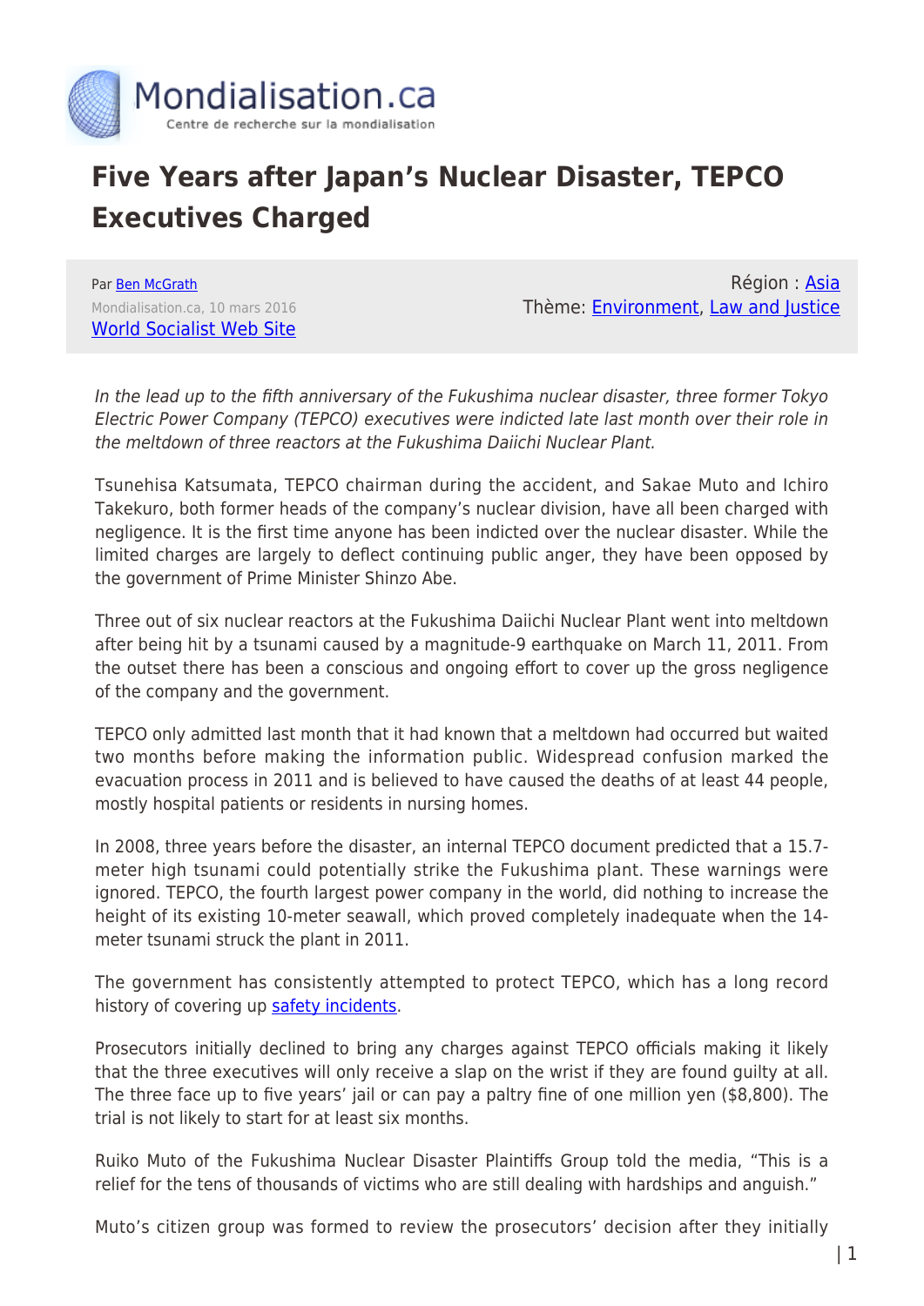# Five Years after Japan's Nuclear Disaster, TEPCO Executives Charged

Par [Ben McGrath](Ben McGrath)
Mondialisation.ca, 10 mars 2016
[World Socialist Web Site](World Socialist Web Site)

Région : [Asia](Asia)
Thème: [Environment](Environment), [Law and Justice](Law and Justice)

*In the lead up to the fifth anniversary of the Fukushima nuclear disaster, three former Tokyo Electric Power Company (TEPCO) executives were indicted late last month over their role in the meltdown of three reactors at the Fukushima Daiichi Nuclear Plant.*

Tsunehisa Katsumata, TEPCO chairman during the accident, and Sakae Muto and Ichiro Takekuro, both former heads of the company's nuclear division, have all been charged with negligence. It is the first time anyone has been indicted over the nuclear disaster. While the limited charges are largely to deflect continuing public anger, they have been opposed by the government of Prime Minister Shinzo Abe.

Three out of six nuclear reactors at the Fukushima Daiichi Nuclear Plant went into meltdown after being hit by a tsunami caused by a magnitude-9 earthquake on March 11, 2011. From the outset there has been a conscious and ongoing effort to cover up the gross negligence of the company and the government.

TEPCO only admitted last month that it had known that a meltdown had occurred but waited two months before making the information public. Widespread confusion marked the evacuation process in 2011 and is believed to have caused the deaths of at least 44 people, mostly hospital patients or residents in nursing homes.

In 2008, three years before the disaster, an internal TEPCO document predicted that a 15.7-meter high tsunami could potentially strike the Fukushima plant. These warnings were ignored. TEPCO, the fourth largest power company in the world, did nothing to increase the height of its existing 10-meter seawall, which proved completely inadequate when the 14-meter tsunami struck the plant in 2011.

The government has consistently attempted to protect TEPCO, which has a long record history of covering up [safety incidents](safety incidents).

Prosecutors initially declined to bring any charges against TEPCO officials making it likely that the three executives will only receive a slap on the wrist if they are found guilty at all. The three face up to five years' jail or can pay a paltry fine of one million yen ($8,800). The trial is not likely to start for at least six months.

Ruiko Muto of the Fukushima Nuclear Disaster Plaintiffs Group told the media, "This is a relief for the tens of thousands of victims who are still dealing with hardships and anguish."

Muto's citizen group was formed to review the prosecutors' decision after they initially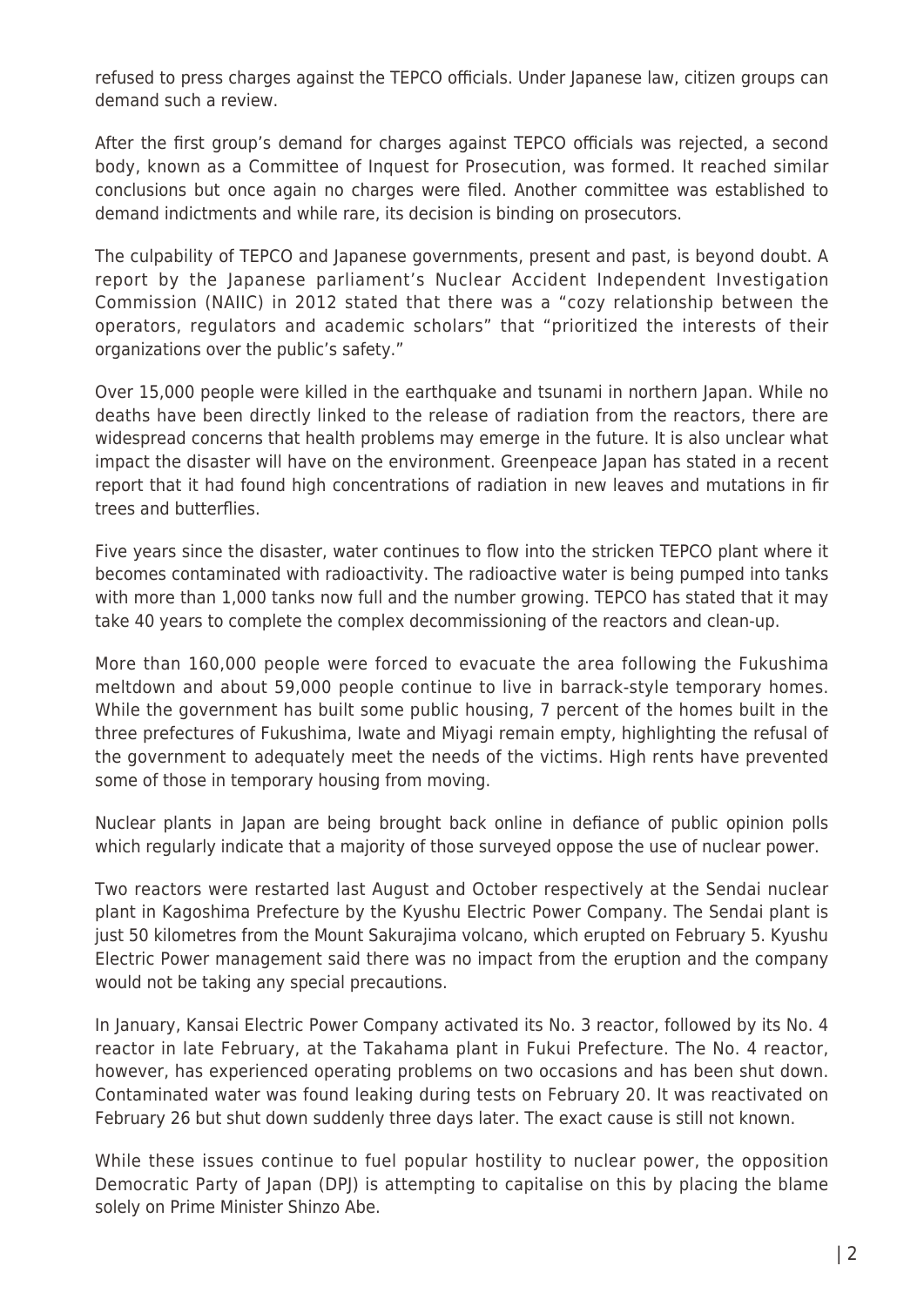refused to press charges against the TEPCO officials. Under Japanese law, citizen groups can demand such a review.

After the first group's demand for charges against TEPCO officials was rejected, a second body, known as a Committee of Inquest for Prosecution, was formed. It reached similar conclusions but once again no charges were filed. Another committee was established to demand indictments and while rare, its decision is binding on prosecutors.

The culpability of TEPCO and Japanese governments, present and past, is beyond doubt. A report by the Japanese parliament's Nuclear Accident Independent Investigation Commission (NAIIC) in 2012 stated that there was a "cozy relationship between the operators, regulators and academic scholars" that "prioritized the interests of their organizations over the public's safety."

Over 15,000 people were killed in the earthquake and tsunami in northern Japan. While no deaths have been directly linked to the release of radiation from the reactors, there are widespread concerns that health problems may emerge in the future. It is also unclear what impact the disaster will have on the environment. Greenpeace Japan has stated in a recent report that it had found high concentrations of radiation in new leaves and mutations in fir trees and butterflies.

Five years since the disaster, water continues to flow into the stricken TEPCO plant where it becomes contaminated with radioactivity. The radioactive water is being pumped into tanks with more than 1,000 tanks now full and the number growing. TEPCO has stated that it may take 40 years to complete the complex decommissioning of the reactors and clean-up.

More than 160,000 people were forced to evacuate the area following the Fukushima meltdown and about 59,000 people continue to live in barrack-style temporary homes. While the government has built some public housing, 7 percent of the homes built in the three prefectures of Fukushima, Iwate and Miyagi remain empty, highlighting the refusal of the government to adequately meet the needs of the victims. High rents have prevented some of those in temporary housing from moving.

Nuclear plants in Japan are being brought back online in defiance of public opinion polls which regularly indicate that a majority of those surveyed oppose the use of nuclear power.

Two reactors were restarted last August and October respectively at the Sendai nuclear plant in Kagoshima Prefecture by the Kyushu Electric Power Company. The Sendai plant is just 50 kilometres from the Mount Sakurajima volcano, which erupted on February 5. Kyushu Electric Power management said there was no impact from the eruption and the company would not be taking any special precautions.

In January, Kansai Electric Power Company activated its No. 3 reactor, followed by its No. 4 reactor in late February, at the Takahama plant in Fukui Prefecture. The No. 4 reactor, however, has experienced operating problems on two occasions and has been shut down. Contaminated water was found leaking during tests on February 20. It was reactivated on February 26 but shut down suddenly three days later. The exact cause is still not known.

While these issues continue to fuel popular hostility to nuclear power, the opposition Democratic Party of Japan (DPJ) is attempting to capitalise on this by placing the blame solely on Prime Minister Shinzo Abe.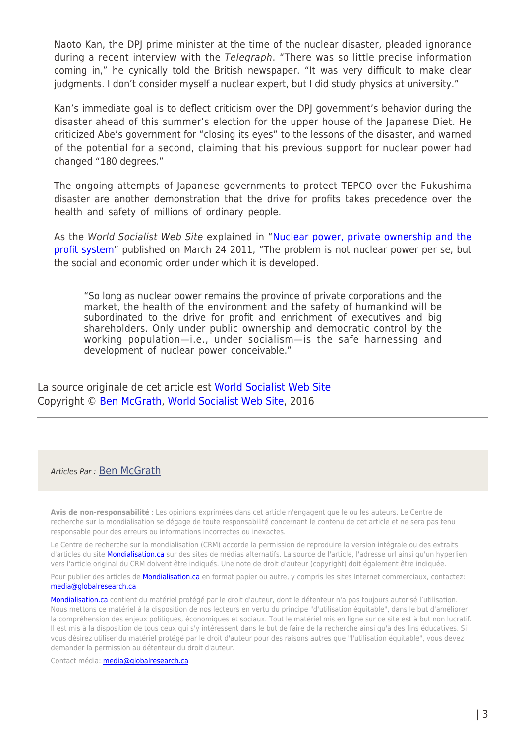Naoto Kan, the DPJ prime minister at the time of the nuclear disaster, pleaded ignorance during a recent interview with the *Telegraph*. "There was so little precise information coming in," he cynically told the British newspaper. "It was very difficult to make clear judgments. I don't consider myself a nuclear expert, but I did study physics at university."

Kan's immediate goal is to deflect criticism over the DPJ government's behavior during the disaster ahead of this summer's election for the upper house of the Japanese Diet. He criticized Abe's government for "closing its eyes" to the lessons of the disaster, and warned of the potential for a second, claiming that his previous support for nuclear power had changed "180 degrees."

The ongoing attempts of Japanese governments to protect TEPCO over the Fukushima disaster are another demonstration that the drive for profits takes precedence over the health and safety of millions of ordinary people.

As the *World Socialist Web Site* explained in "Nuclear power, private ownership and the profit system" published on March 24 2011, "The problem is not nuclear power per se, but the social and economic order under which it is developed.

> "So long as nuclear power remains the province of private corporations and the market, the health of the environment and the safety of humankind will be subordinated to the drive for profit and enrichment of executives and big shareholders. Only under public ownership and democratic control by the working population—i.e., under socialism—is the safe harnessing and development of nuclear power conceivable."

La source originale de cet article est World Socialist Web Site
Copyright © Ben McGrath, World Socialist Web Site, 2016

---

*Articles Par :* Ben McGrath

**Avis de non-responsabilité** : Les opinions exprimées dans cet article n'engagent que le ou les auteurs. Le Centre de recherche sur la mondialisation se dégage de toute responsabilité concernant le contenu de cet article et ne sera pas tenu responsable pour des erreurs ou informations incorrectes ou inexactes.

Le Centre de recherche sur la mondialisation (CRM) accorde la permission de reproduire la version intégrale ou des extraits d'articles du site Mondialisation.ca sur des sites de médias alternatifs. La source de l'article, l'adresse url ainsi qu'un hyperlien vers l'article original du CRM doivent être indiqués. Une note de droit d'auteur (copyright) doit également être indiquée.

Pour publier des articles de Mondialisation.ca en format papier ou autre, y compris les sites Internet commerciaux, contactez: media@globalresearch.ca

Mondialisation.ca contient du matériel protégé par le droit d'auteur, dont le détenteur n'a pas toujours autorisé l'utilisation. Nous mettons ce matériel à la disposition de nos lecteurs en vertu du principe "d'utilisation équitable", dans le but d'améliorer la compréhension des enjeux politiques, économiques et sociaux. Tout le matériel mis en ligne sur ce site est à but non lucratif. Il est mis à la disposition de tous ceux qui s'y intéressent dans le but de faire de la recherche ainsi qu'à des fins éducatives. Si vous désirez utiliser du matériel protégé par le droit d'auteur pour des raisons autres que "l'utilisation équitable", vous devez demander la permission au détenteur du droit d'auteur.

Contact média: media@globalresearch.ca